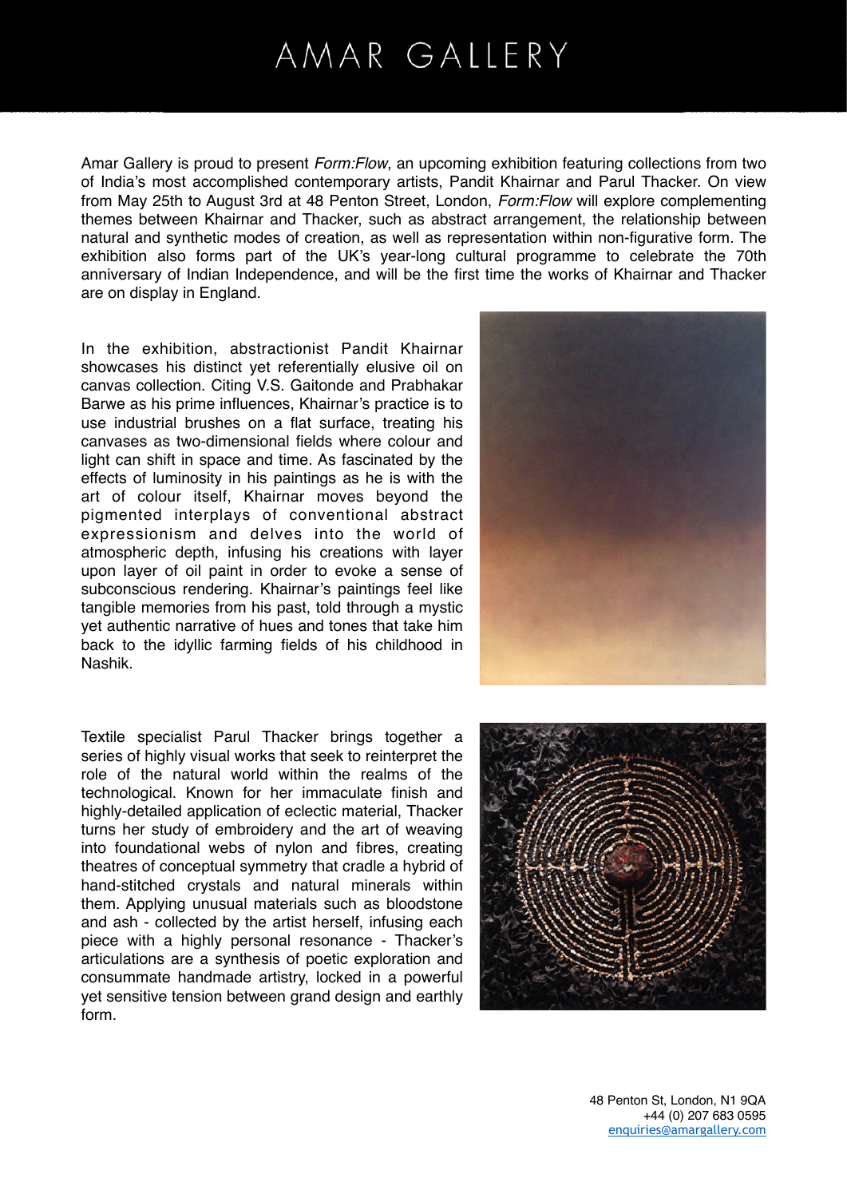# AMAR GALLERY

Amar Gallery is proud to present *Form:Flow*, an upcoming exhibition featuring collections from two of India's most accomplished contemporary artists, Pandit Khairnar and Parul Thacker. On view from May 25th to August 3rd at 48 Penton Street, London, *Form:Flow* will explore complementing themes between Khairnar and Thacker, such as abstract arrangement, the relationship between natural and synthetic modes of creation, as well as representation within non-figurative form. The exhibition also forms part of the UK's year-long cultural programme to celebrate the 70th anniversary of Indian Independence, and will be the first time the works of Khairnar and Thacker are on display in England.

In the exhibition, abstractionist Pandit Khairnar showcases his distinct yet referentially elusive oil on canvas collection. Citing V.S. Gaitonde and Prabhakar Barwe as his prime influences, Khairnar's practice is to use industrial brushes on a flat surface, treating his canvases as two-dimensional fields where colour and light can shift in space and time. As fascinated by the effects of luminosity in his paintings as he is with the art of colour itself, Khairnar moves beyond the pigmented interplays of conventional abstract expressionism and delves into the world of atmospheric depth, infusing his creations with layer upon layer of oil paint in order to evoke a sense of subconscious rendering. Khairnar's paintings feel like tangible memories from his past, told through a mystic yet authentic narrative of hues and tones that take him back to the idyllic farming fields of his childhood in Nashik.

Textile specialist Parul Thacker brings together a series of highly visual works that seek to reinterpret the role of the natural world within the realms of the technological. Known for her immaculate finish and highly-detailed application of eclectic material, Thacker turns her study of embroidery and the art of weaving into foundational webs of nylon and fibres, creating theatres of conceptual symmetry that cradle a hybrid of hand-stitched crystals and natural minerals within them. Applying unusual materials such as bloodstone and ash - collected by the artist herself, infusing each piece with a highly personal resonance - Thacker's articulations are a synthesis of poetic exploration and consummate handmade artistry, locked in a powerful yet sensitive tension between grand design and earthly form.

48 Penton St, London, N1 9QA
+44 (0) 207 683 0595
enquiries@amargallery.com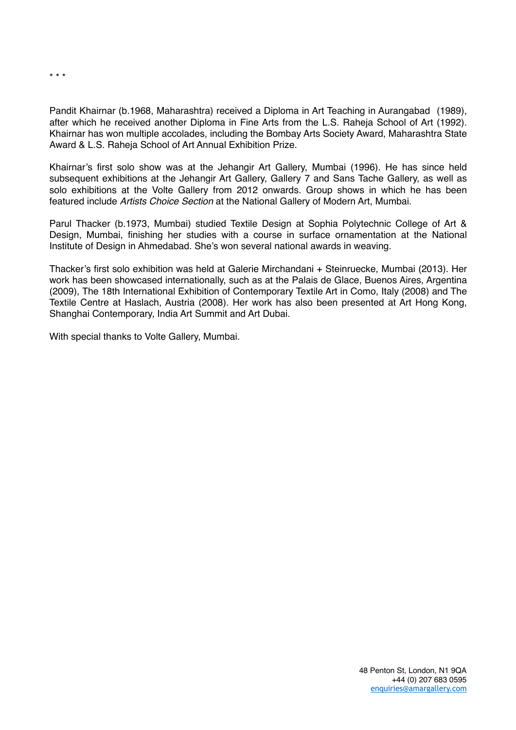* * *

Pandit Khairnar (b.1968, Maharashtra) received a Diploma in Art Teaching in Aurangabad (1989), after which he received another Diploma in Fine Arts from the L.S. Raheja School of Art (1992). Khairnar has won multiple accolades, including the Bombay Arts Society Award, Maharashtra State Award & L.S. Raheja School of Art Annual Exhibition Prize.

Khairnar's first solo show was at the Jehangir Art Gallery, Mumbai (1996). He has since held subsequent exhibitions at the Jehangir Art Gallery, Gallery 7 and Sans Tache Gallery, as well as solo exhibitions at the Volte Gallery from 2012 onwards. Group shows in which he has been featured include *Artists Choice Section* at the National Gallery of Modern Art, Mumbai.

Parul Thacker (b.1973, Mumbai) studied Textile Design at Sophia Polytechnic College of Art & Design, Mumbai, finishing her studies with a course in surface ornamentation at the National Institute of Design in Ahmedabad. She's won several national awards in weaving.

Thacker's first solo exhibition was held at Galerie Mirchandani + Steinruecke, Mumbai (2013). Her work has been showcased internationally, such as at the Palais de Glace, Buenos Aires, Argentina (2009), The 18th International Exhibition of Contemporary Textile Art in Como, Italy (2008) and The Textile Centre at Haslach, Austria (2008). Her work has also been presented at Art Hong Kong, Shanghai Contemporary, India Art Summit and Art Dubai.

With special thanks to Volte Gallery, Mumbai.

48 Penton St, London, N1 9QA
+44 (0) 207 683 0595
enquiries@amargallery.com